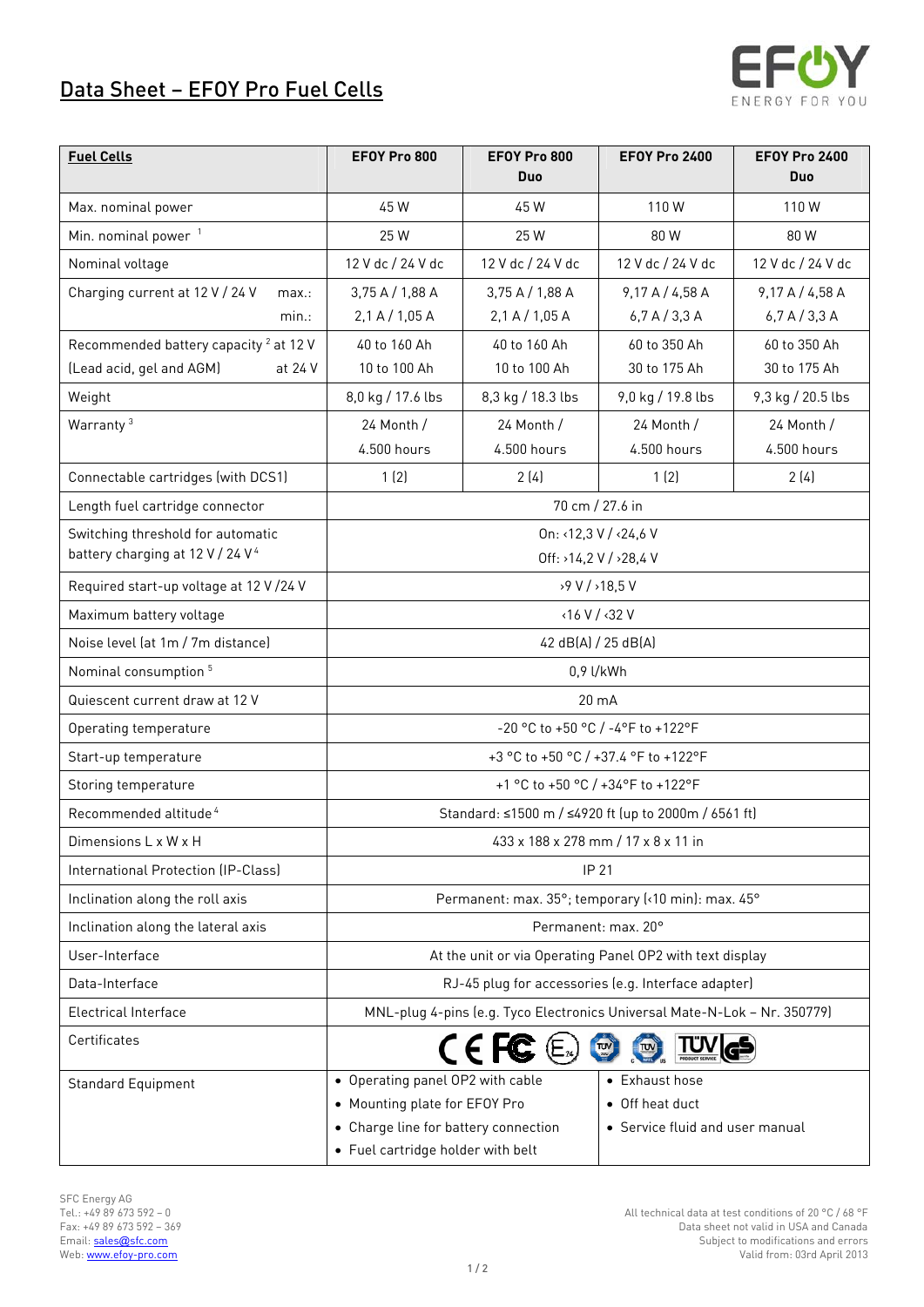# Data Sheet – EFOY Pro Fuel Cells

| **Fuel Cells** | **EFOY Pro 800** | **EFOY Pro 800 Duo** | **EFOY Pro 2400** | **EFOY Pro 2400 Duo** |
|---|---|---|---|---|
| Max. nominal power | 45 W | 45 W | 110 W | 110 W |
| Min. nominal power [1] | 25 W | 25 W | 80 W | 80 W |
| Nominal voltage | 12 V dc / 24 V dc | 12 V dc / 24 V dc | 12 V dc / 24 V dc | 12 V dc / 24 V dc |
| Charging current at 12 V / 24 V max.: min.: | 3,75 A / 1,88 A 2,1 A / 1,05 A | 3,75 A / 1,88 A 2,1 A / 1,05 A | 9,17 A / 4,58 A 6,7 A / 3,3 A | 9,17 A / 4,58 A 6,7 A / 3,3 A |
| Recommended battery capacity [2] at 12 V (Lead acid, gel and AGM) at 24 V | 40 to 160 Ah 10 to 100 Ah | 40 to 160 Ah 10 to 100 Ah | 60 to 350 Ah 30 to 175 Ah | 60 to 350 Ah 30 to 175 Ah |
| Weight | 8,0 kg / 17.6 lbs | 8,3 kg / 18.3 lbs | 9,0 kg / 19.8 lbs | 9,3 kg / 20.5 lbs |
| Warranty [3] | 24 Month / 4.500 hours | 24 Month / 4.500 hours | 24 Month / 4.500 hours | 24 Month / 4.500 hours |
| Connectable cartridges (with DCS1) | 1 (2) | 2 (4) | 1 (2) | 2 (4) |
| Length fuel cartridge connector | 70 cm / 27.6 in | | | |
| Switching threshold for automatic battery charging at 12 V / 24 V [4] | On: ‹12,3 V / ‹24,6 V Off: ›14,2 V / ›28,4 V | | | |
| Required start-up voltage at 12 V /24 V | ›9 V / ›18,5 V | | | |
| Maximum battery voltage | ‹16 V / ‹32 V | | | |
| Noise level (at 1m / 7m distance) | 42 dB(A) / 25 dB(A) | | | |
| Nominal consumption [5] | 0,9 l/kWh | | | |
| Quiescent current draw at 12 V | 20 mA | | | |
| Operating temperature | -20 °C to +50 °C / -4°F to +122°F | | | |
| Start-up temperature | +3 °C to +50 °C / +37.4 °F to +122°F | | | |
| Storing temperature | +1 °C to +50 °C / +34°F to +122°F | | | |
| Recommended altitude [4] | Standard: ≤1500 m / ≤4920 ft (up to 2000m / 6561 ft) | | | |
| Dimensions L x W x H | 433 x 188 x 278 mm / 17 x 8 x 11 in | | | |
| International Protection (IP-Class) | IP 21 | | | |
| Inclination along the roll axis | Permanent: max. 35°; temporary (‹10 min): max. 45° | | | |
| Inclination along the lateral axis | Permanent: max. 20° | | | |
| User-Interface | At the unit or via Operating Panel OP2 with text display | | | |
| Data-Interface | RJ-45 plug for accessories (e.g. Interface adapter) | | | |
| Electrical Interface | MNL-plug 4-pins (e.g. Tyco Electronics Universal Mate-N-Lok – Nr. 350779) | | | |
| Certificates | CE, FCC, E74, TÜV, TÜV (C US), TÜV GS | | | |
| Standard Equipment | • Operating panel OP2 with cable • Mounting plate for EFOY Pro • Charge line for battery connection • Fuel cartridge holder with belt | | • Exhaust hose • Off heat duct • Service fluid and user manual | |

SFC Energy AG
Tel.: +49 89 673 592 – 0
Fax: +49 89 673 592 – 369
Email: sales@sfc.com
Web: www.efoy-pro.com

All technical data at test conditions of 20 °C / 68 °F
Data sheet not valid in USA and Canada
Subject to modifications and errors
Valid from: 03rd April 2013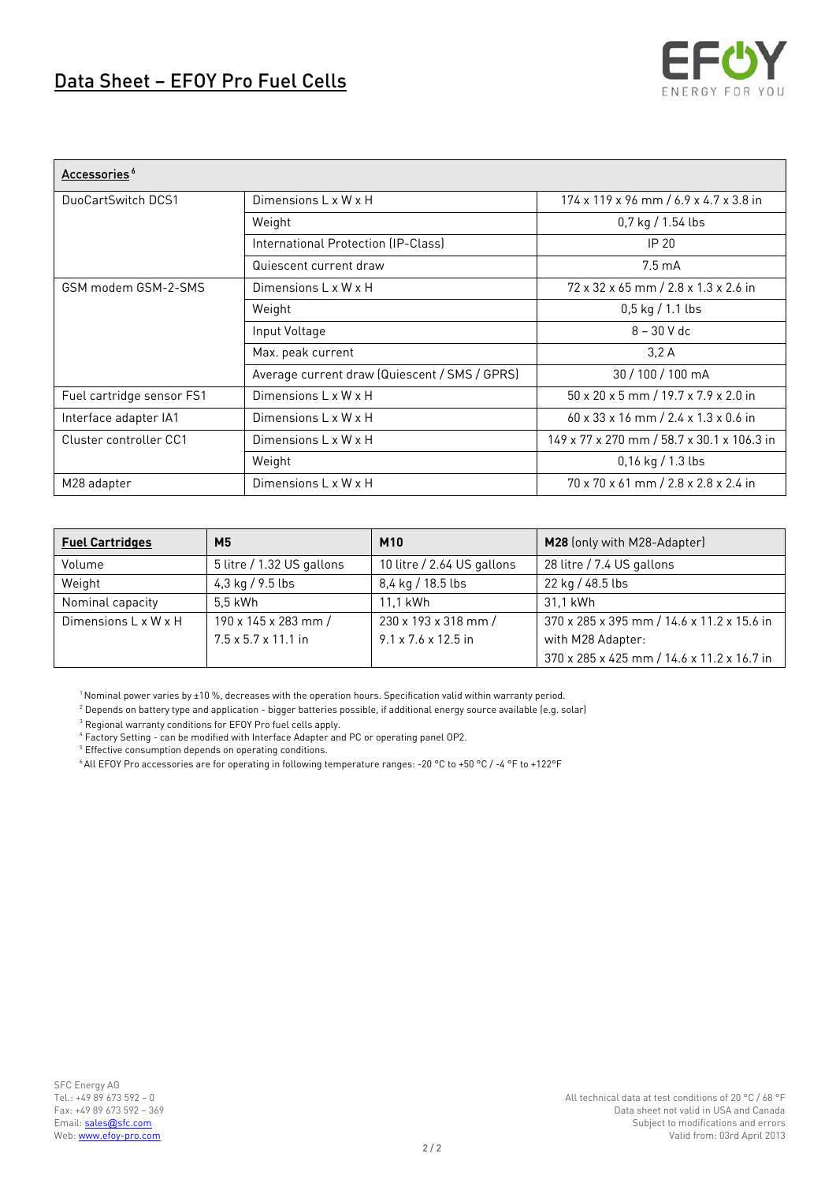# Data Sheet – EFOY Pro Fuel Cells

| Accessories [6] | | |
|---|---|---|
| DuoCartSwitch DCS1 | Dimensions L x W x H | 174 x 119 x 96 mm / 6.9 x 4.7 x 3.8 in |
| | Weight | 0,7 kg / 1.54 lbs |
| | International Protection (IP-Class) | IP 20 |
| | Quiescent current draw | 7.5 mA |
| GSM modem GSM-2-SMS | Dimensions L x W x H | 72 x 32 x 65 mm / 2.8 x 1.3 x 2.6 in |
| | Weight | 0,5 kg / 1.1 lbs |
| | Input Voltage | 8 – 30 V dc |
| | Max. peak current | 3,2 A |
| | Average current draw (Quiescent / SMS / GPRS) | 30 / 100 / 100 mA |
| Fuel cartridge sensor FS1 | Dimensions L x W x H | 50 x 20 x 5 mm / 19.7 x 7.9 x 2.0 in |
| Interface adapter IA1 | Dimensions L x W x H | 60 x 33 x 16 mm / 2.4 x 1.3 x 0.6 in |
| Cluster controller CC1 | Dimensions L x W x H | 149 x 77 x 270 mm / 58.7 x 30.1 x 106.3 in |
| | Weight | 0,16 kg / 1.3 lbs |
| M28 adapter | Dimensions L x W x H | 70 x 70 x 61 mm / 2.8 x 2.8 x 2.4 in |

| **Fuel Cartridges** | **M5** | **M10** | **M28** (only with M28-Adapter) |
|---|---|---|---|
| Volume | 5 litre / 1.32 US gallons | 10 litre / 2.64 US gallons | 28 litre / 7.4 US gallons |
| Weight | 4,3 kg / 9.5 lbs | 8,4 kg / 18.5 lbs | 22 kg / 48.5 lbs |
| Nominal capacity | 5,5 kWh | 11,1 kWh | 31,1 kWh |
| Dimensions L x W x H | 190 x 145 x 283 mm / 7.5 x 5.7 x 11.1 in | 230 x 193 x 318 mm / 9.1 x 7.6 x 12.5 in | 370 x 285 x 395 mm / 14.6 x 11.2 x 15.6 in with M28 Adapter: 370 x 285 x 425 mm / 14.6 x 11.2 x 16.7 in |

[1] Nominal power varies by ±10 %, decreases with the operation hours. Specification valid within warranty period.
[2] Depends on battery type and application - bigger batteries possible, if additional energy source available (e.g. solar)
[3] Regional warranty conditions for EFOY Pro fuel cells apply.
[4] Factory Setting - can be modified with Interface Adapter and PC or operating panel OP2.
[5] Effective consumption depends on operating conditions.
[6] All EFOY Pro accessories are for operating in following temperature ranges: -20 °C to +50 °C / -4 °F to +122°F

SFC Energy AG
Tel.: +49 89 673 592 – 0
Fax: +49 89 673 592 – 369
Email: sales@sfc.com
Web: www.efoy-pro.com

All technical data at test conditions of 20 °C / 68 °F
Data sheet not valid in USA and Canada
Subject to modifications and errors
Valid from: 03rd April 2013